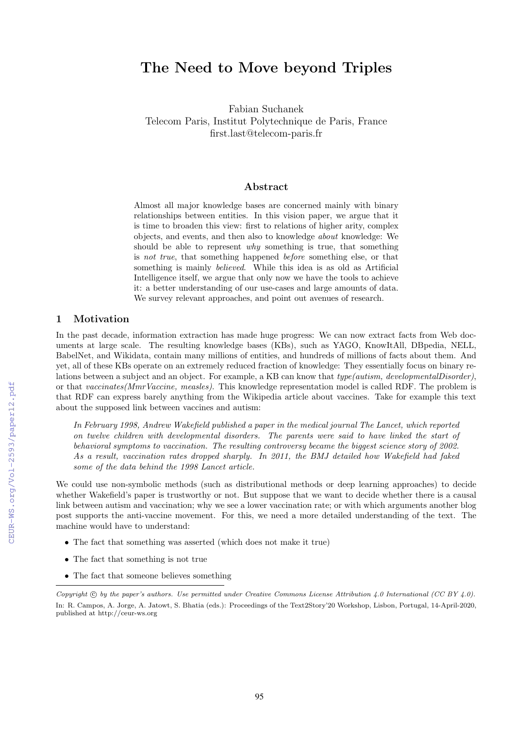# The Need to Move beyond Triples

Fabian Suchanek
Telecom Paris, Institut Polytechnique de Paris, France
first.last@telecom-paris.fr

## Abstract

Almost all major knowledge bases are concerned mainly with binary relationships between entities. In this vision paper, we argue that it is time to broaden this view: first to relations of higher arity, complex objects, and events, and then also to knowledge *about* knowledge: We should be able to represent *why* something is true, that something is *not true*, that something happened *before* something else, or that something is mainly *believed*. While this idea is as old as Artificial Intelligence itself, we argue that only now we have the tools to achieve it: a better understanding of our use-cases and large amounts of data. We survey relevant approaches, and point out avenues of research.

## 1 Motivation

In the past decade, information extraction has made huge progress: We can now extract facts from Web documents at large scale. The resulting knowledge bases (KBs), such as YAGO, KnowItAll, DBpedia, NELL, BabelNet, and Wikidata, contain many millions of entities, and hundreds of millions of facts about them. And yet, all of these KBs operate on an extremely reduced fraction of knowledge: They essentially focus on binary relations between a subject and an object. For example, a KB can know that *type(autism, developmentalDisorder)*, or that *vaccinates(MmrVaccine, measles)*. This knowledge representation model is called RDF. The problem is that RDF can express barely anything from the Wikipedia article about vaccines. Take for example this text about the supposed link between vaccines and autism:

> *In February 1998, Andrew Wakefield published a paper in the medical journal The Lancet, which reported on twelve children with developmental disorders. The parents were said to have linked the start of behavioral symptoms to vaccination. The resulting controversy became the biggest science story of 2002. As a result, vaccination rates dropped sharply. In 2011, the BMJ detailed how Wakefield had faked some of the data behind the 1998 Lancet article.*

We could use non-symbolic methods (such as distributional methods or deep learning approaches) to decide whether Wakefield's paper is trustworthy or not. But suppose that we want to decide whether there is a causal link between autism and vaccination; why we see a lower vaccination rate; or with which arguments another blog post supports the anti-vaccine movement. For this, we need a more detailed understanding of the text. The machine would have to understand:

- The fact that something was asserted (which does not make it true)
- The fact that something is not true
- The fact that someone believes something

---

*Copyright © by the paper's authors. Use permitted under Creative Commons License Attribution 4.0 International (CC BY 4.0).*
In: R. Campos, A. Jorge, A. Jatowt, S. Bhatia (eds.): Proceedings of the Text2Story'20 Workshop, Lisbon, Portugal, 14-April-2020, published at http://ceur-ws.org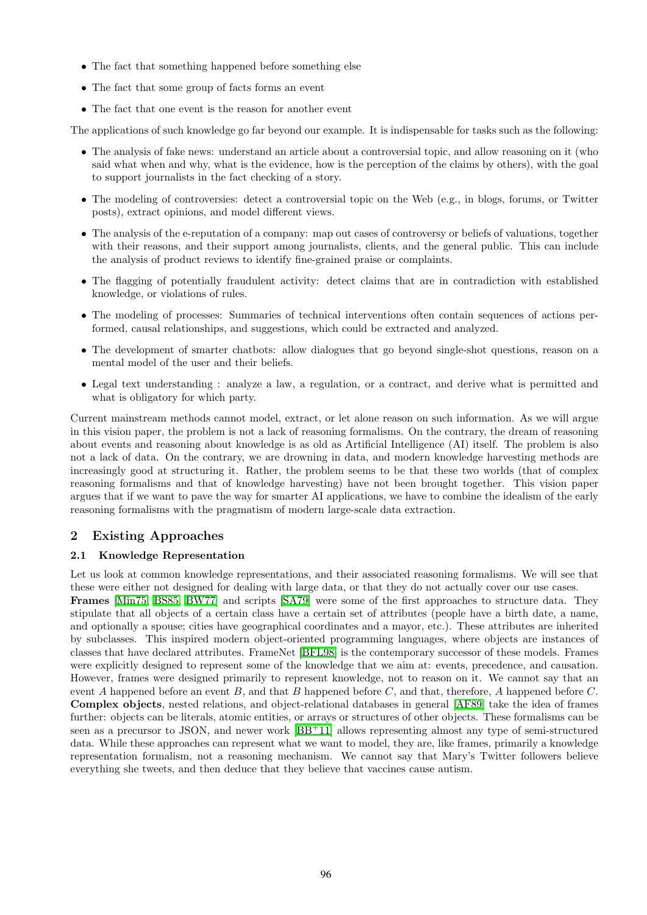- The fact that something happened before something else
- The fact that some group of facts forms an event
- The fact that one event is the reason for another event

The applications of such knowledge go far beyond our example. It is indispensable for tasks such as the following:

- The analysis of fake news: understand an article about a controversial topic, and allow reasoning on it (who said what when and why, what is the evidence, how is the perception of the claims by others), with the goal to support journalists in the fact checking of a story.
- The modeling of controversies: detect a controversial topic on the Web (e.g., in blogs, forums, or Twitter posts), extract opinions, and model different views.
- The analysis of the e-reputation of a company: map out cases of controversy or beliefs of valuations, together with their reasons, and their support among journalists, clients, and the general public. This can include the analysis of product reviews to identify fine-grained praise or complaints.
- The flagging of potentially fraudulent activity: detect claims that are in contradiction with established knowledge, or violations of rules.
- The modeling of processes: Summaries of technical interventions often contain sequences of actions performed, causal relationships, and suggestions, which could be extracted and analyzed.
- The development of smarter chatbots: allow dialogues that go beyond single-shot questions, reason on a mental model of the user and their beliefs.
- Legal text understanding : analyze a law, a regulation, or a contract, and derive what is permitted and what is obligatory for which party.

Current mainstream methods cannot model, extract, or let alone reason on such information. As we will argue in this vision paper, the problem is not a lack of reasoning formalisms. On the contrary, the dream of reasoning about events and reasoning about knowledge is as old as Artificial Intelligence (AI) itself. The problem is also not a lack of data. On the contrary, we are drowning in data, and modern knowledge harvesting methods are increasingly good at structuring it. Rather, the problem seems to be that these two worlds (that of complex reasoning formalisms and that of knowledge harvesting) have not been brought together. This vision paper argues that if we want to pave the way for smarter AI applications, we have to combine the idealism of the early reasoning formalisms with the pragmatism of modern large-scale data extraction.

## 2 Existing Approaches

### 2.1 Knowledge Representation

Let us look at common knowledge representations, and their associated reasoning formalisms. We will see that these were either not designed for dealing with large data, or that they do not actually cover our use cases.

**Frames** [Min75, BS85, BW77] and scripts [SA79] were some of the first approaches to structure data. They stipulate that all objects of a certain class have a certain set of attributes (people have a birth date, a name, and optionally a spouse; cities have geographical coordinates and a mayor, etc.). These attributes are inherited by subclasses. This inspired modern object-oriented programming languages, where objects are instances of classes that have declared attributes. FrameNet [BFL98] is the contemporary successor of these models. Frames were explicitly designed to represent some of the knowledge that we aim at: events, precedence, and causation. However, frames were designed primarily to represent knowledge, not to reason on it. We cannot say that an event $A$ happened before an event $B$, and that $B$ happened before $C$, and that, therefore, $A$ happened before $C$.

**Complex objects**, nested relations, and object-relational databases in general [AF89] take the idea of frames further: objects can be literals, atomic entities, or arrays or structures of other objects. These formalisms can be seen as a precursor to JSON, and newer work [BB+11] allows representing almost any type of semi-structured data. While these approaches can represent what we want to model, they are, like frames, primarily a knowledge representation formalism, not a reasoning mechanism. We cannot say that Mary's Twitter followers believe everything she tweets, and then deduce that they believe that vaccines cause autism.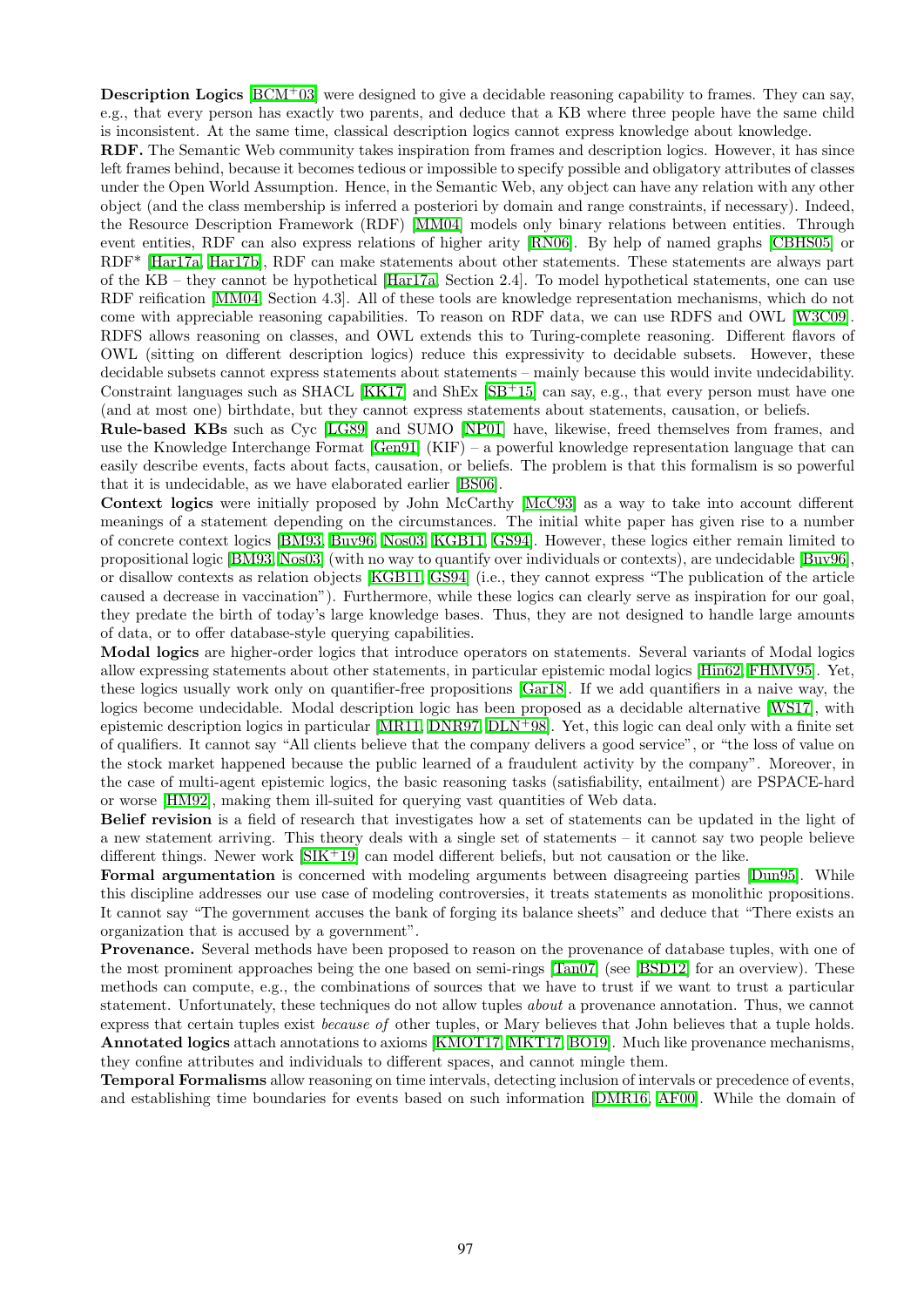**Description Logics** [BCM+03] were designed to give a decidable reasoning capability to frames. They can say, e.g., that every person has exactly two parents, and deduce that a KB where three people have the same child is inconsistent. At the same time, classical description logics cannot express knowledge about knowledge.

**RDF.** The Semantic Web community takes inspiration from frames and description logics. However, it has since left frames behind, because it becomes tedious or impossible to specify possible and obligatory attributes of classes under the Open World Assumption. Hence, in the Semantic Web, any object can have any relation with any other object (and the class membership is inferred a posteriori by domain and range constraints, if necessary). Indeed, the Resource Description Framework (RDF) [MM04] models only binary relations between entities. Through event entities, RDF can also express relations of higher arity [RN06]. By help of named graphs [CBHS05] or RDF* [Har17a, Har17b], RDF can make statements about other statements. These statements are always part of the KB – they cannot be hypothetical [Har17a, Section 2.4]. To model hypothetical statements, one can use RDF reification [MM04, Section 4.3]. All of these tools are knowledge representation mechanisms, which do not come with appreciable reasoning capabilities. To reason on RDF data, we can use RDFS and OWL [W3C09]. RDFS allows reasoning on classes, and OWL extends this to Turing-complete reasoning. Different flavors of OWL (sitting on different description logics) reduce this expressivity to decidable subsets. However, these decidable subsets cannot express statements about statements – mainly because this would invite undecidability. Constraint languages such as SHACL [KK17] and ShEx [SB+15] can say, e.g., that every person must have one (and at most one) birthdate, but they cannot express statements about statements, causation, or beliefs.

**Rule-based KBs** such as Cyc [LG89] and SUMO [NP01] have, likewise, freed themselves from frames, and use the Knowledge Interchange Format [Gen91] (KIF) – a powerful knowledge representation language that can easily describe events, facts about facts, causation, or beliefs. The problem is that this formalism is so powerful that it is undecidable, as we have elaborated earlier [BS06].

**Context logics** were initially proposed by John McCarthy [McC93] as a way to take into account different meanings of a statement depending on the circumstances. The initial white paper has given rise to a number of concrete context logics [BM93, Buv96, Nos03, KGB11, GS94]. However, these logics either remain limited to propositional logic [BM93, Nos03] (with no way to quantify over individuals or contexts), are undecidable [Buv96], or disallow contexts as relation objects [KGB11, GS94] (i.e., they cannot express "The publication of the article caused a decrease in vaccination"). Furthermore, while these logics can clearly serve as inspiration for our goal, they predate the birth of today's large knowledge bases. Thus, they are not designed to handle large amounts of data, or to offer database-style querying capabilities.

**Modal logics** are higher-order logics that introduce operators on statements. Several variants of Modal logics allow expressing statements about other statements, in particular epistemic modal logics [Hin62, FHMV95]. Yet, these logics usually work only on quantifier-free propositions [Gar18]. If we add quantifiers in a naive way, the logics become undecidable. Modal description logic has been proposed as a decidable alternative [WS17], with epistemic description logics in particular [MR11, DNR97, DLN+98]. Yet, this logic can deal only with a finite set of qualifiers. It cannot say "All clients believe that the company delivers a good service", or "the loss of value on the stock market happened because the public learned of a fraudulent activity by the company". Moreover, in the case of multi-agent epistemic logics, the basic reasoning tasks (satisfiability, entailment) are PSPACE-hard or worse [HM92], making them ill-suited for querying vast quantities of Web data.

**Belief revision** is a field of research that investigates how a set of statements can be updated in the light of a new statement arriving. This theory deals with a single set of statements – it cannot say two people believe different things. Newer work [SIK+19] can model different beliefs, but not causation or the like.

**Formal argumentation** is concerned with modeling arguments between disagreeing parties [Dun95]. While this discipline addresses our use case of modeling controversies, it treats statements as monolithic propositions. It cannot say "The government accuses the bank of forging its balance sheets" and deduce that "There exists an organization that is accused by a government".

**Provenance.** Several methods have been proposed to reason on the provenance of database tuples, with one of the most prominent approaches being the one based on semi-rings [Tan07] (see [BSD12] for an overview). These methods can compute, e.g., the combinations of sources that we have to trust if we want to trust a particular statement. Unfortunately, these techniques do not allow tuples *about* a provenance annotation. Thus, we cannot express that certain tuples exist *because of* other tuples, or Mary believes that John believes that a tuple holds.

**Annotated logics** attach annotations to axioms [KMOT17, MKT17, BO19]. Much like provenance mechanisms, they confine attributes and individuals to different spaces, and cannot mingle them.

**Temporal Formalisms** allow reasoning on time intervals, detecting inclusion of intervals or precedence of events, and establishing time boundaries for events based on such information [DMR16, AF00]. While the domain of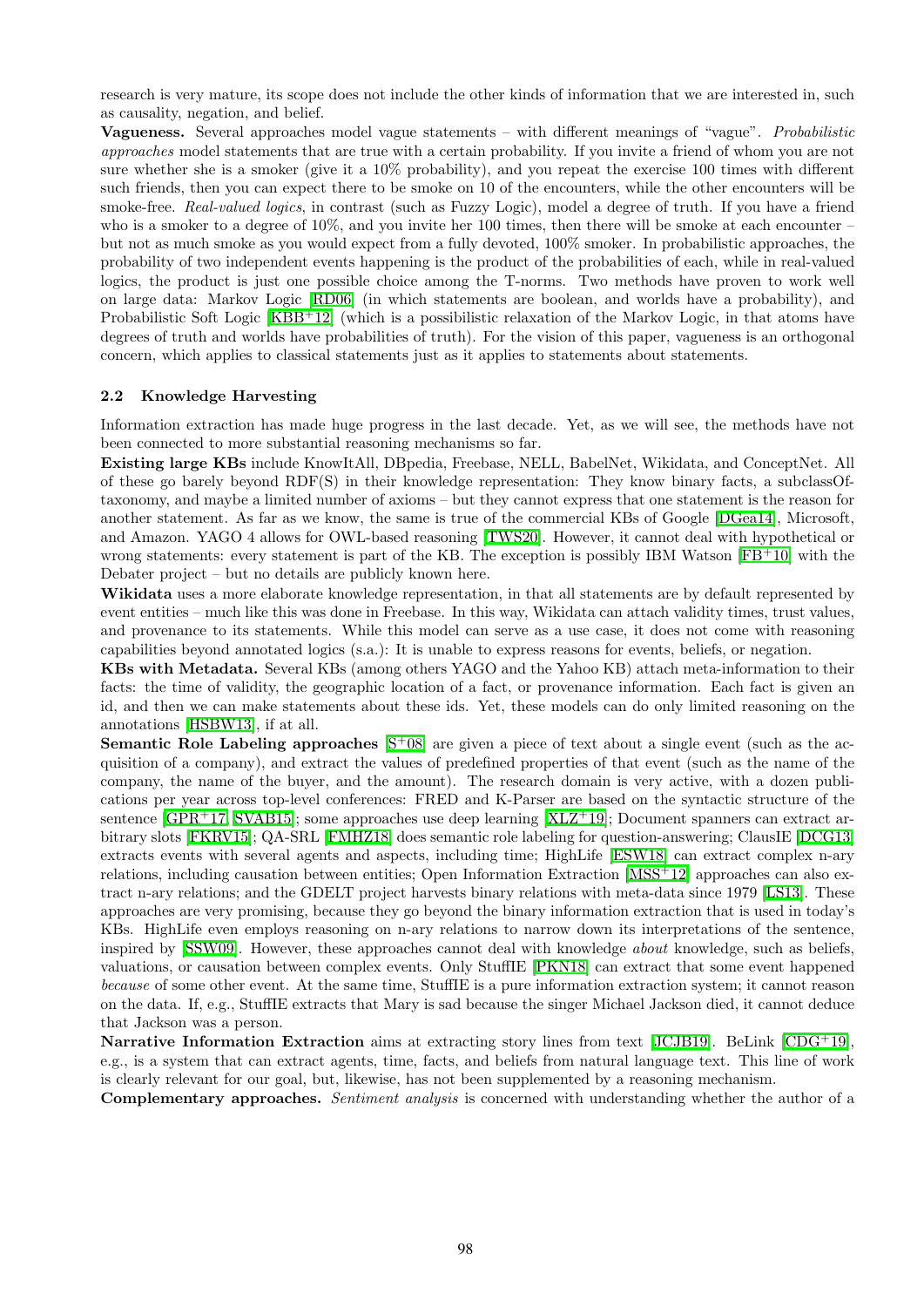research is very mature, its scope does not include the other kinds of information that we are interested in, such as causality, negation, and belief.

**Vagueness.** Several approaches model vague statements – with different meanings of "vague". *Probabilistic approaches* model statements that are true with a certain probability. If you invite a friend of whom you are not sure whether she is a smoker (give it a 10% probability), and you repeat the exercise 100 times with different such friends, then you can expect there to be smoke on 10 of the encounters, while the other encounters will be smoke-free. *Real-valued logics*, in contrast (such as Fuzzy Logic), model a degree of truth. If you have a friend who is a smoker to a degree of 10%, and you invite her 100 times, then there will be smoke at each encounter – but not as much smoke as you would expect from a fully devoted, 100% smoker. In probabilistic approaches, the probability of two independent events happening is the product of the probabilities of each, while in real-valued logics, the product is just one possible choice among the T-norms. Two methods have proven to work well on large data: Markov Logic [RD06] (in which statements are boolean, and worlds have a probability), and Probabilistic Soft Logic [KBB+12] (which is a possibilistic relaxation of the Markov Logic, in that atoms have degrees of truth and worlds have probabilities of truth). For the vision of this paper, vagueness is an orthogonal concern, which applies to classical statements just as it applies to statements about statements.

### 2.2 Knowledge Harvesting

Information extraction has made huge progress in the last decade. Yet, as we will see, the methods have not been connected to more substantial reasoning mechanisms so far.

**Existing large KBs** include KnowItAll, DBpedia, Freebase, NELL, BabelNet, Wikidata, and ConceptNet. All of these go barely beyond RDF(S) in their knowledge representation: They know binary facts, a subclassOf-taxonomy, and maybe a limited number of axioms – but they cannot express that one statement is the reason for another statement. As far as we know, the same is true of the commercial KBs of Google [DGea14], Microsoft, and Amazon. YAGO 4 allows for OWL-based reasoning [TWS20]. However, it cannot deal with hypothetical or wrong statements: every statement is part of the KB. The exception is possibly IBM Watson [FB+10] with the Debater project – but no details are publicly known here.

**Wikidata** uses a more elaborate knowledge representation, in that all statements are by default represented by event entities – much like this was done in Freebase. In this way, Wikidata can attach validity times, trust values, and provenance to its statements. While this model can serve as a use case, it does not come with reasoning capabilities beyond annotated logics (s.a.): It is unable to express reasons for events, beliefs, or negation.

**KBs with Metadata.** Several KBs (among others YAGO and the Yahoo KB) attach meta-information to their facts: the time of validity, the geographic location of a fact, or provenance information. Each fact is given an id, and then we can make statements about these ids. Yet, these models can do only limited reasoning on the annotations [HSBW13], if at all.

**Semantic Role Labeling approaches** [S+08] are given a piece of text about a single event (such as the acquisition of a company), and extract the values of predefined properties of that event (such as the name of the company, the name of the buyer, and the amount). The research domain is very active, with a dozen publications per year across top-level conferences: FRED and K-Parser are based on the syntactic structure of the sentence [GPR+17, SVAB15]; some approaches use deep learning [XLZ+19]; Document spanners can extract arbitrary slots [FKRV15]; QA-SRL [FMHZ18] does semantic role labeling for question-answering; ClausIE [DCG13] extracts events with several agents and aspects, including time; HighLife [ESW18] can extract complex n-ary relations, including causation between entities; Open Information Extraction [MSS+12] approaches can also extract n-ary relations; and the GDELT project harvests binary relations with meta-data since 1979 [LS13]. These approaches are very promising, because they go beyond the binary information extraction that is used in today's KBs. HighLife even employs reasoning on n-ary relations to narrow down its interpretations of the sentence, inspired by [SSW09]. However, these approaches cannot deal with knowledge *about* knowledge, such as beliefs, valuations, or causation between complex events. Only StuffIE [PKN18] can extract that some event happened *because* of some other event. At the same time, StuffIE is a pure information extraction system; it cannot reason on the data. If, e.g., StuffIE extracts that Mary is sad because the singer Michael Jackson died, it cannot deduce that Jackson was a person.

**Narrative Information Extraction** aims at extracting story lines from text [JCJB19]. BeLink [CDG+19], e.g., is a system that can extract agents, time, facts, and beliefs from natural language text. This line of work is clearly relevant for our goal, but, likewise, has not been supplemented by a reasoning mechanism.

**Complementary approaches.** *Sentiment analysis* is concerned with understanding whether the author of a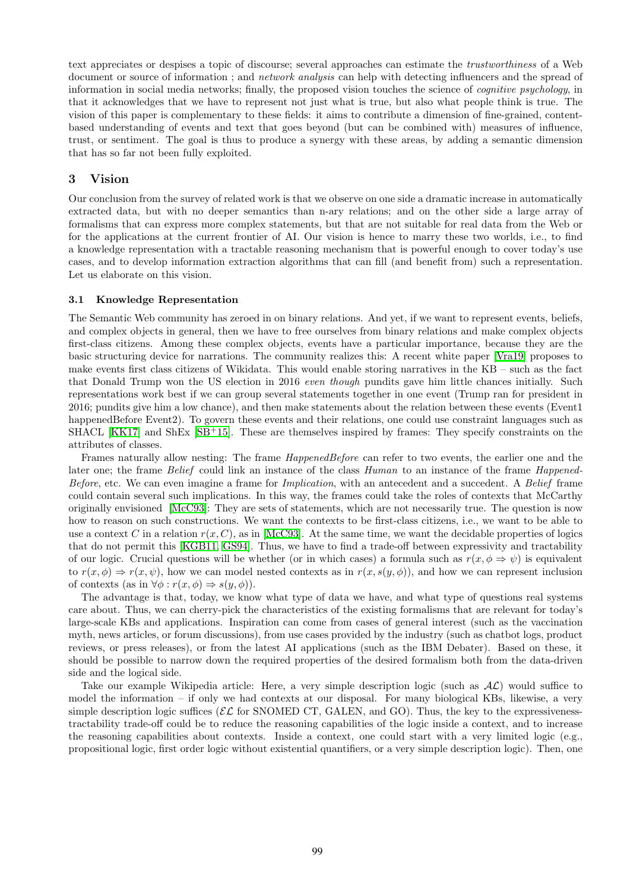text appreciates or despises a topic of discourse; several approaches can estimate the *trustworthiness* of a Web document or source of information ; and *network analysis* can help with detecting influencers and the spread of information in social media networks; finally, the proposed vision touches the science of *cognitive psychology*, in that it acknowledges that we have to represent not just what is true, but also what people think is true. The vision of this paper is complementary to these fields: it aims to contribute a dimension of fine-grained, content-based understanding of events and text that goes beyond (but can be combined with) measures of influence, trust, or sentiment. The goal is thus to produce a synergy with these areas, by adding a semantic dimension that has so far not been fully exploited.

## 3 Vision

Our conclusion from the survey of related work is that we observe on one side a dramatic increase in automatically extracted data, but with no deeper semantics than n-ary relations; and on the other side a large array of formalisms that can express more complex statements, but that are not suitable for real data from the Web or for the applications at the current frontier of AI. Our vision is hence to marry these two worlds, i.e., to find a knowledge representation with a tractable reasoning mechanism that is powerful enough to cover today's use cases, and to develop information extraction algorithms that can fill (and benefit from) such a representation. Let us elaborate on this vision.

### 3.1 Knowledge Representation

The Semantic Web community has zeroed in on binary relations. And yet, if we want to represent events, beliefs, and complex objects in general, then we have to free ourselves from binary relations and make complex objects first-class citizens. Among these complex objects, events have a particular importance, because they are the basic structuring device for narrations. The community realizes this: A recent white paper [Vra19] proposes to make events first class citizens of Wikidata. This would enable storing narratives in the KB – such as the fact that Donald Trump won the US election in 2016 *even though* pundits gave him little chances initially. Such representations work best if we can group several statements together in one event (Trump ran for president in 2016; pundits give him a low chance), and then make statements about the relation between these events (Event1 happenedBefore Event2). To govern these events and their relations, one could use constraint languages such as SHACL [KK17] and ShEx [SB+15]. These are themselves inspired by frames: They specify constraints on the attributes of classes.

Frames naturally allow nesting: The frame *HappenedBefore* can refer to two events, the earlier one and the later one; the frame *Belief* could link an instance of the class *Human* to an instance of the frame *HappenedBefore*, etc. We can even imagine a frame for *Implication*, with an antecedent and a succedent. A *Belief* frame could contain several such implications. In this way, the frames could take the roles of contexts that McCarthy originally envisioned [McC93]: They are sets of statements, which are not necessarily true. The question is now how to reason on such constructions. We want the contexts to be first-class citizens, i.e., we want to be able to use a context $C$ in a relation $r(x, C)$, as in [McC93]. At the same time, we want the decidable properties of logics that do not permit this [KGB11, GS94]. Thus, we have to find a trade-off between expressivity and tractability of our logic. Crucial questions will be whether (or in which cases) a formula such as $r(x, \phi \Rightarrow \psi)$ is equivalent to $r(x, \phi) \Rightarrow r(x, \psi)$, how we can model nested contexts as in $r(x, s(y, \phi))$, and how we can represent inclusion of contexts (as in $\forall \phi : r(x, \phi) \Rightarrow s(y, \phi)$).

The advantage is that, today, we know what type of data we have, and what type of questions real systems care about. Thus, we can cherry-pick the characteristics of the existing formalisms that are relevant for today's large-scale KBs and applications. Inspiration can come from cases of general interest (such as the vaccination myth, news articles, or forum discussions), from use cases provided by the industry (such as chatbot logs, product reviews, or press releases), or from the latest AI applications (such as the IBM Debater). Based on these, it should be possible to narrow down the required properties of the desired formalism both from the data-driven side and the logical side.

Take our example Wikipedia article: Here, a very simple description logic (such as $\mathcal{AL}$) would suffice to model the information – if only we had contexts at our disposal. For many biological KBs, likewise, a very simple description logic suffices ($\mathcal{EL}$ for SNOMED CT, GALEN, and GO). Thus, the key to the expressiveness-tractability trade-off could be to reduce the reasoning capabilities of the logic inside a context, and to increase the reasoning capabilities about contexts. Inside a context, one could start with a very limited logic (e.g., propositional logic, first order logic without existential quantifiers, or a very simple description logic). Then, one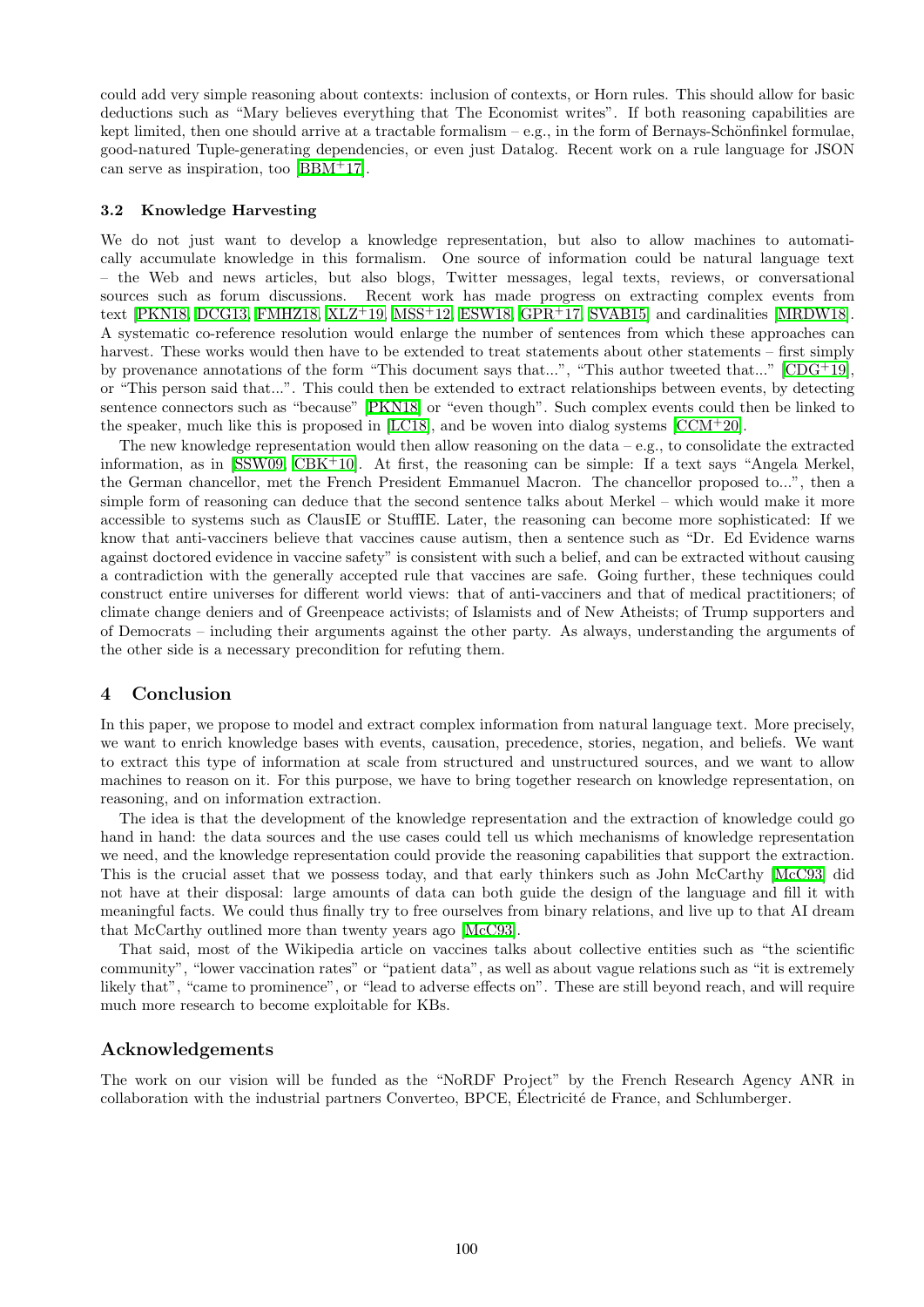could add very simple reasoning about contexts: inclusion of contexts, or Horn rules. This should allow for basic deductions such as "Mary believes everything that The Economist writes". If both reasoning capabilities are kept limited, then one should arrive at a tractable formalism – e.g., in the form of Bernays-Schönfinkel formulae, good-natured Tuple-generating dependencies, or even just Datalog. Recent work on a rule language for JSON can serve as inspiration, too [BBM+17].

### 3.2 Knowledge Harvesting

We do not just want to develop a knowledge representation, but also to allow machines to automatically accumulate knowledge in this formalism. One source of information could be natural language text – the Web and news articles, but also blogs, Twitter messages, legal texts, reviews, or conversational sources such as forum discussions. Recent work has made progress on extracting complex events from text [PKN18, DCG13, FMHZ18, XLZ+19, MSS+12, ESW18, GPR+17, SVAB15] and cardinalities [MRDW18]. A systematic co-reference resolution would enlarge the number of sentences from which these approaches can harvest. These works would then have to be extended to treat statements about other statements – first simply by provenance annotations of the form "This document says that...", "This author tweeted that..." [CDG+19], or "This person said that...". This could then be extended to extract relationships between events, by detecting sentence connectors such as "because" [PKN18] or "even though". Such complex events could then be linked to the speaker, much like this is proposed in [LC18], and be woven into dialog systems [CCM+20].

The new knowledge representation would then allow reasoning on the data – e.g., to consolidate the extracted information, as in [SSW09, CBK+10]. At first, the reasoning can be simple: If a text says "Angela Merkel, the German chancellor, met the French President Emmanuel Macron. The chancellor proposed to...", then a simple form of reasoning can deduce that the second sentence talks about Merkel – which would make it more accessible to systems such as ClausIE or StuffIE. Later, the reasoning can become more sophisticated: If we know that anti-vacciners believe that vaccines cause autism, then a sentence such as "Dr. Ed Evidence warns against doctored evidence in vaccine safety" is consistent with such a belief, and can be extracted without causing a contradiction with the generally accepted rule that vaccines are safe. Going further, these techniques could construct entire universes for different world views: that of anti-vacciners and that of medical practitioners; of climate change deniers and of Greenpeace activists; of Islamists and of New Atheists; of Trump supporters and of Democrats – including their arguments against the other party. As always, understanding the arguments of the other side is a necessary precondition for refuting them.

## 4 Conclusion

In this paper, we propose to model and extract complex information from natural language text. More precisely, we want to enrich knowledge bases with events, causation, precedence, stories, negation, and beliefs. We want to extract this type of information at scale from structured and unstructured sources, and we want to allow machines to reason on it. For this purpose, we have to bring together research on knowledge representation, on reasoning, and on information extraction.

The idea is that the development of the knowledge representation and the extraction of knowledge could go hand in hand: the data sources and the use cases could tell us which mechanisms of knowledge representation we need, and the knowledge representation could provide the reasoning capabilities that support the extraction. This is the crucial asset that we possess today, and that early thinkers such as John McCarthy [McC93] did not have at their disposal: large amounts of data can both guide the design of the language and fill it with meaningful facts. We could thus finally try to free ourselves from binary relations, and live up to that AI dream that McCarthy outlined more than twenty years ago [McC93].

That said, most of the Wikipedia article on vaccines talks about collective entities such as "the scientific community", "lower vaccination rates" or "patient data", as well as about vague relations such as "it is extremely likely that", "came to prominence", or "lead to adverse effects on". These are still beyond reach, and will require much more research to become exploitable for KBs.

## Acknowledgements

The work on our vision will be funded as the "NoRDF Project" by the French Research Agency ANR in collaboration with the industrial partners Converteo, BPCE, Électricité de France, and Schlumberger.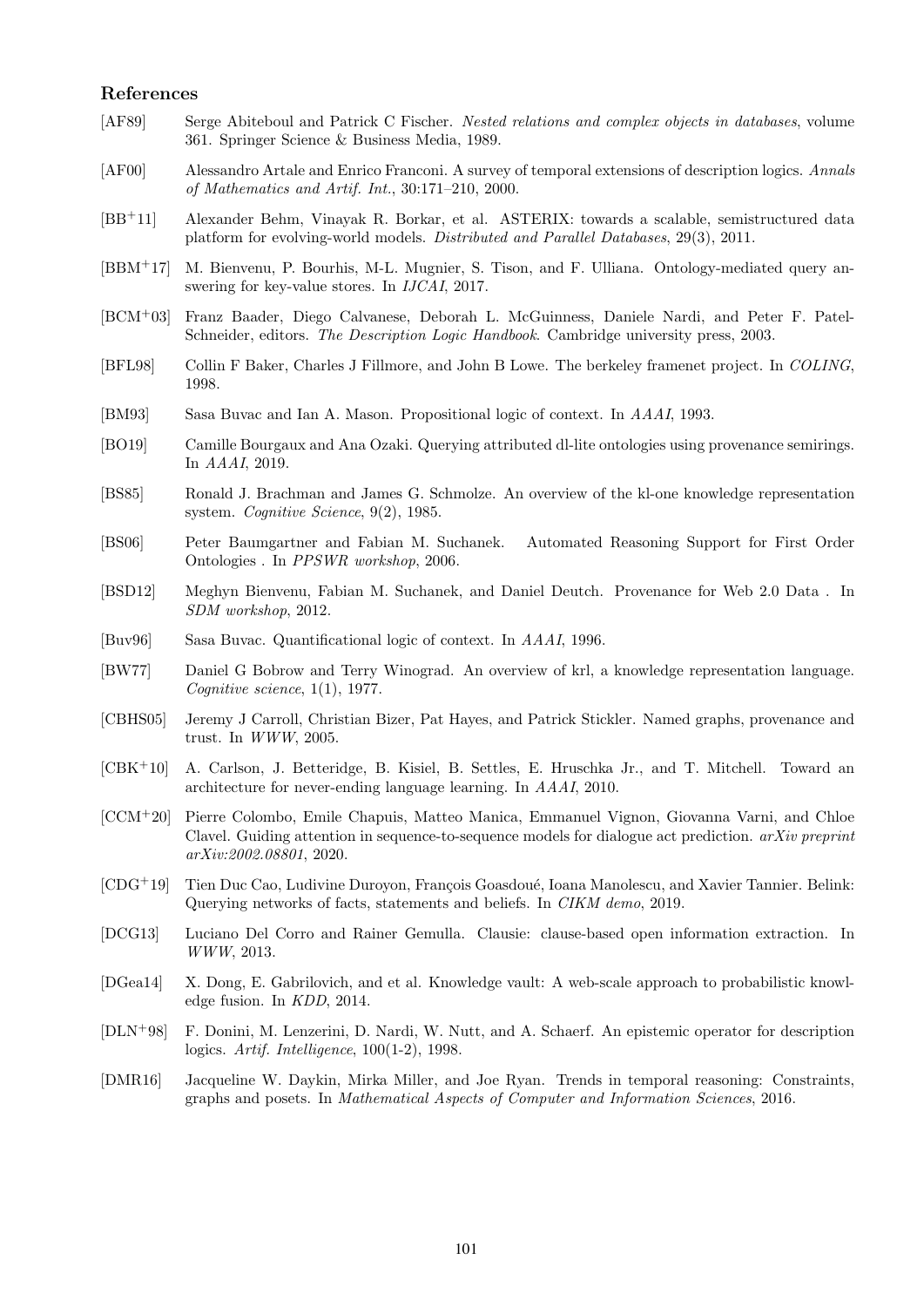## References

[AF89] Serge Abiteboul and Patrick C Fischer. *Nested relations and complex objects in databases*, volume 361. Springer Science & Business Media, 1989.

[AF00] Alessandro Artale and Enrico Franconi. A survey of temporal extensions of description logics. *Annals of Mathematics and Artif. Int.*, 30:171–210, 2000.

[BB+11] Alexander Behm, Vinayak R. Borkar, et al. ASTERIX: towards a scalable, semistructured data platform for evolving-world models. *Distributed and Parallel Databases*, 29(3), 2011.

[BBM+17] M. Bienvenu, P. Bourhis, M-L. Mugnier, S. Tison, and F. Ulliana. Ontology-mediated query answering for key-value stores. In *IJCAI*, 2017.

[BCM+03] Franz Baader, Diego Calvanese, Deborah L. McGuinness, Daniele Nardi, and Peter F. Patel-Schneider, editors. *The Description Logic Handbook*. Cambridge university press, 2003.

[BFL98] Collin F Baker, Charles J Fillmore, and John B Lowe. The berkeley framenet project. In *COLING*, 1998.

[BM93] Sasa Buvac and Ian A. Mason. Propositional logic of context. In *AAAI*, 1993.

[BO19] Camille Bourgaux and Ana Ozaki. Querying attributed dl-lite ontologies using provenance semirings. In *AAAI*, 2019.

[BS85] Ronald J. Brachman and James G. Schmolze. An overview of the kl-one knowledge representation system. *Cognitive Science*, 9(2), 1985.

[BS06] Peter Baumgartner and Fabian M. Suchanek. Automated Reasoning Support for First Order Ontologies . In *PPSWR workshop*, 2006.

[BSD12] Meghyn Bienvenu, Fabian M. Suchanek, and Daniel Deutch. Provenance for Web 2.0 Data . In *SDM workshop*, 2012.

[Buv96] Sasa Buvac. Quantificational logic of context. In *AAAI*, 1996.

[BW77] Daniel G Bobrow and Terry Winograd. An overview of krl, a knowledge representation language. *Cognitive science*, 1(1), 1977.

[CBHS05] Jeremy J Carroll, Christian Bizer, Pat Hayes, and Patrick Stickler. Named graphs, provenance and trust. In *WWW*, 2005.

[CBK+10] A. Carlson, J. Betteridge, B. Kisiel, B. Settles, E. Hruschka Jr., and T. Mitchell. Toward an architecture for never-ending language learning. In *AAAI*, 2010.

[CCM+20] Pierre Colombo, Emile Chapuis, Matteo Manica, Emmanuel Vignon, Giovanna Varni, and Chloe Clavel. Guiding attention in sequence-to-sequence models for dialogue act prediction. *arXiv preprint arXiv:2002.08801*, 2020.

[CDG+19] Tien Duc Cao, Ludivine Duroyon, François Goasdoué, Ioana Manolescu, and Xavier Tannier. Belink: Querying networks of facts, statements and beliefs. In *CIKM demo*, 2019.

[DCG13] Luciano Del Corro and Rainer Gemulla. Clausie: clause-based open information extraction. In *WWW*, 2013.

[DGea14] X. Dong, E. Gabrilovich, and et al. Knowledge vault: A web-scale approach to probabilistic knowledge fusion. In *KDD*, 2014.

[DLN+98] F. Donini, M. Lenzerini, D. Nardi, W. Nutt, and A. Schaerf. An epistemic operator for description logics. *Artif. Intelligence*, 100(1-2), 1998.

[DMR16] Jacqueline W. Daykin, Mirka Miller, and Joe Ryan. Trends in temporal reasoning: Constraints, graphs and posets. In *Mathematical Aspects of Computer and Information Sciences*, 2016.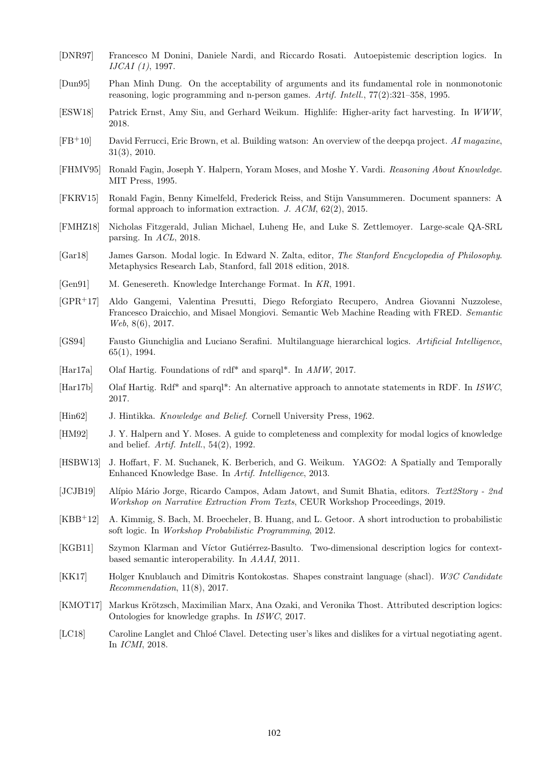[DNR97] Francesco M Donini, Daniele Nardi, and Riccardo Rosati. Autoepistemic description logics. In *IJCAI (1)*, 1997.

[Dun95] Phan Minh Dung. On the acceptability of arguments and its fundamental role in nonmonotonic reasoning, logic programming and n-person games. *Artif. Intell.*, 77(2):321–358, 1995.

[ESW18] Patrick Ernst, Amy Siu, and Gerhard Weikum. Highlife: Higher-arity fact harvesting. In *WWW*, 2018.

[FB+10] David Ferrucci, Eric Brown, et al. Building watson: An overview of the deepqa project. *AI magazine*, 31(3), 2010.

[FHMV95] Ronald Fagin, Joseph Y. Halpern, Yoram Moses, and Moshe Y. Vardi. *Reasoning About Knowledge*. MIT Press, 1995.

[FKRV15] Ronald Fagin, Benny Kimelfeld, Frederick Reiss, and Stijn Vansummeren. Document spanners: A formal approach to information extraction. *J. ACM*, 62(2), 2015.

[FMHZ18] Nicholas Fitzgerald, Julian Michael, Luheng He, and Luke S. Zettlemoyer. Large-scale QA-SRL parsing. In *ACL*, 2018.

[Gar18] James Garson. Modal logic. In Edward N. Zalta, editor, *The Stanford Encyclopedia of Philosophy*. Metaphysics Research Lab, Stanford, fall 2018 edition, 2018.

[Gen91] M. Genesereth. Knowledge Interchange Format. In *KR*, 1991.

[GPR+17] Aldo Gangemi, Valentina Presutti, Diego Reforgiato Recupero, Andrea Giovanni Nuzzolese, Francesco Draicchio, and Misael Mongiovì. Semantic Web Machine Reading with FRED. *Semantic Web*, 8(6), 2017.

[GS94] Fausto Giunchiglia and Luciano Serafini. Multilanguage hierarchical logics. *Artificial Intelligence*, 65(1), 1994.

[Har17a] Olaf Hartig. Foundations of rdf* and sparql*. In *AMW*, 2017.

[Har17b] Olaf Hartig. Rdf* and sparql*: An alternative approach to annotate statements in RDF. In *ISWC*, 2017.

[Hin62] J. Hintikka. *Knowledge and Belief*. Cornell University Press, 1962.

[HM92] J. Y. Halpern and Y. Moses. A guide to completeness and complexity for modal logics of knowledge and belief. *Artif. Intell.*, 54(2), 1992.

[HSBW13] J. Hoffart, F. M. Suchanek, K. Berberich, and G. Weikum. YAGO2: A Spatially and Temporally Enhanced Knowledge Base. In *Artif. Intelligence*, 2013.

[JCJB19] Alípio Mário Jorge, Ricardo Campos, Adam Jatowt, and Sumit Bhatia, editors. *Text2Story - 2nd Workshop on Narrative Extraction From Texts*, CEUR Workshop Proceedings, 2019.

[KBB+12] A. Kimmig, S. Bach, M. Broecheler, B. Huang, and L. Getoor. A short introduction to probabilistic soft logic. In *Workshop Probabilistic Programming*, 2012.

[KGB11] Szymon Klarman and Víctor Gutiérrez-Basulto. Two-dimensional description logics for context-based semantic interoperability. In *AAAI*, 2011.

[KK17] Holger Knublauch and Dimitris Kontokostas. Shapes constraint language (shacl). *W3C Candidate Recommendation*, 11(8), 2017.

[KMOT17] Markus Krötzsch, Maximilian Marx, Ana Ozaki, and Veronika Thost. Attributed description logics: Ontologies for knowledge graphs. In *ISWC*, 2017.

[LC18] Caroline Langlet and Chloé Clavel. Detecting user's likes and dislikes for a virtual negotiating agent. In *ICMI*, 2018.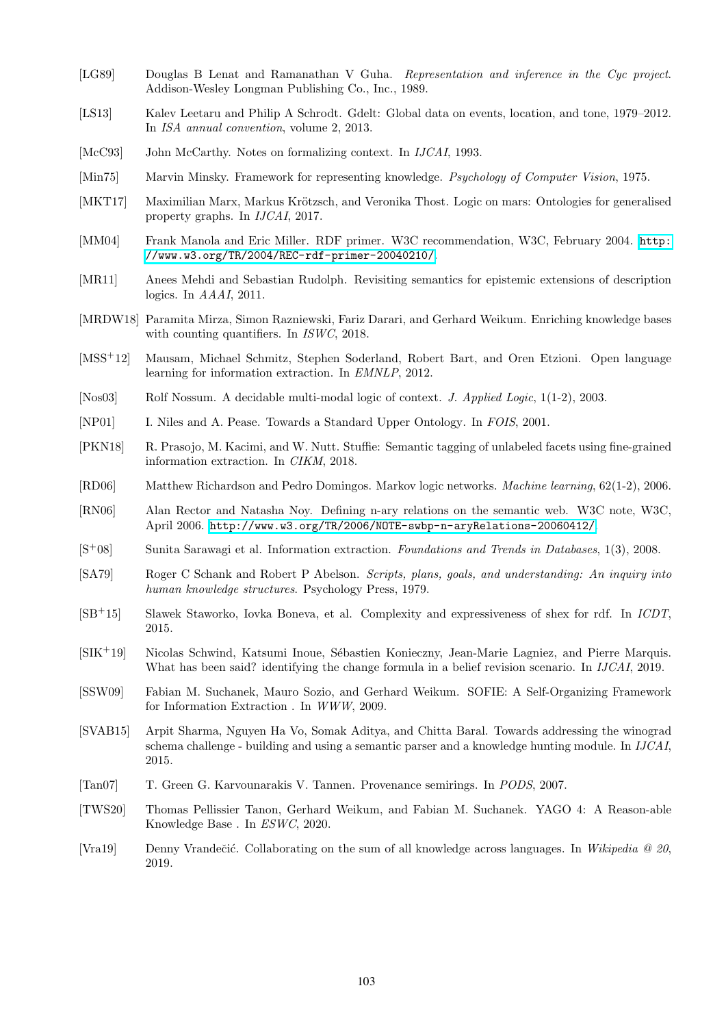[LG89] Douglas B Lenat and Ramanathan V Guha. *Representation and inference in the Cyc project*. Addison-Wesley Longman Publishing Co., Inc., 1989.

[LS13] Kalev Leetaru and Philip A Schrodt. Gdelt: Global data on events, location, and tone, 1979–2012. In *ISA annual convention*, volume 2, 2013.

[McC93] John McCarthy. Notes on formalizing context. In *IJCAI*, 1993.

[Min75] Marvin Minsky. Framework for representing knowledge. *Psychology of Computer Vision*, 1975.

[MKT17] Maximilian Marx, Markus Krötzsch, and Veronika Thost. Logic on mars: Ontologies for generalised property graphs. In *IJCAI*, 2017.

[MM04] Frank Manola and Eric Miller. RDF primer. W3C recommendation, W3C, February 2004. `http://www.w3.org/TR/2004/REC-rdf-primer-20040210/`.

[MR11] Anees Mehdi and Sebastian Rudolph. Revisiting semantics for epistemic extensions of description logics. In *AAAI*, 2011.

[MRDW18] Paramita Mirza, Simon Razniewski, Fariz Darari, and Gerhard Weikum. Enriching knowledge bases with counting quantifiers. In *ISWC*, 2018.

[MSS+12] Mausam, Michael Schmitz, Stephen Soderland, Robert Bart, and Oren Etzioni. Open language learning for information extraction. In *EMNLP*, 2012.

[Nos03] Rolf Nossum. A decidable multi-modal logic of context. *J. Applied Logic*, 1(1-2), 2003.

[NP01] I. Niles and A. Pease. Towards a Standard Upper Ontology. In *FOIS*, 2001.

[PKN18] R. Prasojo, M. Kacimi, and W. Nutt. Stuffie: Semantic tagging of unlabeled facets using fine-grained information extraction. In *CIKM*, 2018.

[RD06] Matthew Richardson and Pedro Domingos. Markov logic networks. *Machine learning*, 62(1-2), 2006.

[RN06] Alan Rector and Natasha Noy. Defining n-ary relations on the semantic web. W3C note, W3C, April 2006. `http://www.w3.org/TR/2006/NOTE-swbp-n-aryRelations-20060412/`.

[S+08] Sunita Sarawagi et al. Information extraction. *Foundations and Trends in Databases*, 1(3), 2008.

[SA79] Roger C Schank and Robert P Abelson. *Scripts, plans, goals, and understanding: An inquiry into human knowledge structures*. Psychology Press, 1979.

[SB+15] Slawek Staworko, Iovka Boneva, et al. Complexity and expressiveness of shex for rdf. In *ICDT*, 2015.

[SIK+19] Nicolas Schwind, Katsumi Inoue, Sébastien Konieczny, Jean-Marie Lagniez, and Pierre Marquis. What has been said? identifying the change formula in a belief revision scenario. In *IJCAI*, 2019.

[SSW09] Fabian M. Suchanek, Mauro Sozio, and Gerhard Weikum. SOFIE: A Self-Organizing Framework for Information Extraction . In *WWW*, 2009.

[SVAB15] Arpit Sharma, Nguyen Ha Vo, Somak Aditya, and Chitta Baral. Towards addressing the winograd schema challenge - building and using a semantic parser and a knowledge hunting module. In *IJCAI*, 2015.

[Tan07] T. Green G. Karvounarakis V. Tannen. Provenance semirings. In *PODS*, 2007.

[TWS20] Thomas Pellissier Tanon, Gerhard Weikum, and Fabian M. Suchanek. YAGO 4: A Reason-able Knowledge Base . In *ESWC*, 2020.

[Vra19] Denny Vrandečić. Collaborating on the sum of all knowledge across languages. In *Wikipedia @ 20*, 2019.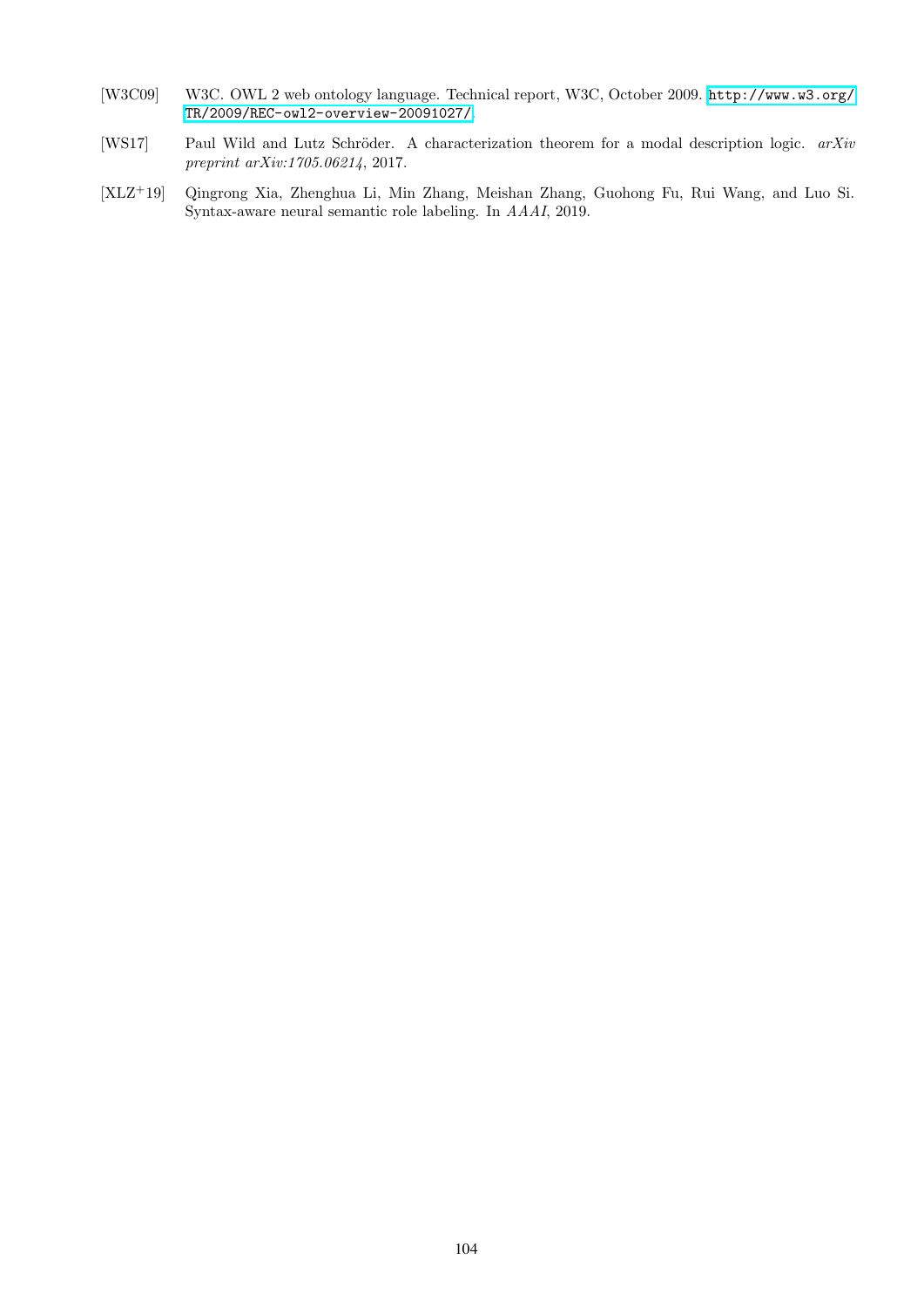[W3C09] W3C. OWL 2 web ontology language. Technical report, W3C, October 2009. http://www.w3.org/TR/2009/REC-owl2-overview-20091027/.

[WS17] Paul Wild and Lutz Schröder. A characterization theorem for a modal description logic. *arXiv preprint arXiv:1705.06214*, 2017.

[XLZ+19] Qingrong Xia, Zhenghua Li, Min Zhang, Meishan Zhang, Guohong Fu, Rui Wang, and Luo Si. Syntax-aware neural semantic role labeling. In *AAAI*, 2019.